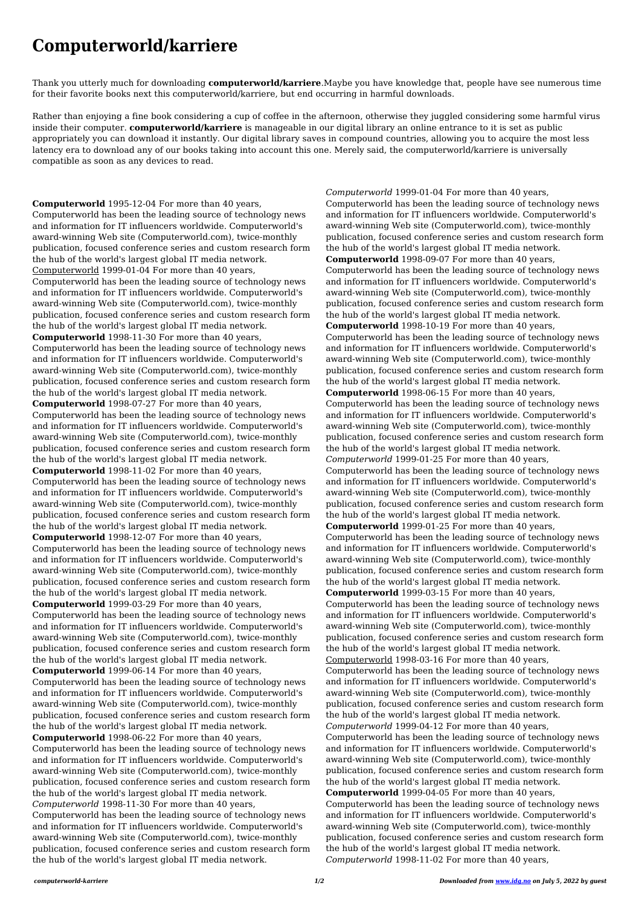# Computerworld/karriere

Thank you utterly much for downloading **computerworld/karriere**.Maybe you have knowledge that, people have see numerous time for their favorite books next this computerworld/karriere, but end occurring in harmful downloads.

Rather than enjoying a fine book considering a cup of coffee in the afternoon, otherwise they juggled considering some harmful virus inside their computer. **computerworld/karriere** is manageable in our digital library an online entrance to it is set as public appropriately you can download it instantly. Our digital library saves in compound countries, allowing you to acquire the most less latency era to download any of our books taking into account this one. Merely said, the computerworld/karriere is universally compatible as soon as any devices to read.

**Computerworld** 1995-12-04 For more than 40 years, Computerworld has been the leading source of technology news and information for IT influencers worldwide. Computerworld's award-winning Web site (Computerworld.com), twice-monthly publication, focused conference series and custom research form the hub of the world's largest global IT media network.

Computerworld 1999-01-04 For more than 40 years, Computerworld has been the leading source of technology news and information for IT influencers worldwide. Computerworld's award-winning Web site (Computerworld.com), twice-monthly publication, focused conference series and custom research form the hub of the world's largest global IT media network.

**Computerworld** 1998-11-30 For more than 40 years, Computerworld has been the leading source of technology news and information for IT influencers worldwide. Computerworld's award-winning Web site (Computerworld.com), twice-monthly publication, focused conference series and custom research form the hub of the world's largest global IT media network.

**Computerworld** 1998-07-27 For more than 40 years, Computerworld has been the leading source of technology news and information for IT influencers worldwide. Computerworld's award-winning Web site (Computerworld.com), twice-monthly publication, focused conference series and custom research form the hub of the world's largest global IT media network.

**Computerworld** 1998-11-02 For more than 40 years, Computerworld has been the leading source of technology news and information for IT influencers worldwide. Computerworld's award-winning Web site (Computerworld.com), twice-monthly publication, focused conference series and custom research form the hub of the world's largest global IT media network.

**Computerworld** 1998-12-07 For more than 40 years, Computerworld has been the leading source of technology news and information for IT influencers worldwide. Computerworld's award-winning Web site (Computerworld.com), twice-monthly publication, focused conference series and custom research form the hub of the world's largest global IT media network.

**Computerworld** 1999-03-29 For more than 40 years, Computerworld has been the leading source of technology news and information for IT influencers worldwide. Computerworld's award-winning Web site (Computerworld.com), twice-monthly publication, focused conference series and custom research form the hub of the world's largest global IT media network.

**Computerworld** 1999-06-14 For more than 40 years, Computerworld has been the leading source of technology news and information for IT influencers worldwide. Computerworld's award-winning Web site (Computerworld.com), twice-monthly publication, focused conference series and custom research form the hub of the world's largest global IT media network.

**Computerworld** 1998-06-22 For more than 40 years, Computerworld has been the leading source of technology news and information for IT influencers worldwide. Computerworld's award-winning Web site (Computerworld.com), twice-monthly publication, focused conference series and custom research form the hub of the world's largest global IT media network.

*Computerworld* 1998-11-30 For more than 40 years, Computerworld has been the leading source of technology news and information for IT influencers worldwide. Computerworld's award-winning Web site (Computerworld.com), twice-monthly publication, focused conference series and custom research form the hub of the world's largest global IT media network.

*Computerworld* 1999-01-04 For more than 40 years, Computerworld has been the leading source of technology news and information for IT influencers worldwide. Computerworld's award-winning Web site (Computerworld.com), twice-monthly publication, focused conference series and custom research form the hub of the world's largest global IT media network.

**Computerworld** 1998-09-07 For more than 40 years, Computerworld has been the leading source of technology news and information for IT influencers worldwide. Computerworld's award-winning Web site (Computerworld.com), twice-monthly publication, focused conference series and custom research form the hub of the world's largest global IT media network.

**Computerworld** 1998-10-19 For more than 40 years, Computerworld has been the leading source of technology news and information for IT influencers worldwide. Computerworld's award-winning Web site (Computerworld.com), twice-monthly publication, focused conference series and custom research form the hub of the world's largest global IT media network.

**Computerworld** 1998-06-15 For more than 40 years, Computerworld has been the leading source of technology news and information for IT influencers worldwide. Computerworld's award-winning Web site (Computerworld.com), twice-monthly publication, focused conference series and custom research form the hub of the world's largest global IT media network.

*Computerworld* 1999-01-25 For more than 40 years, Computerworld has been the leading source of technology news and information for IT influencers worldwide. Computerworld's award-winning Web site (Computerworld.com), twice-monthly publication, focused conference series and custom research form the hub of the world's largest global IT media network.

**Computerworld** 1999-01-25 For more than 40 years, Computerworld has been the leading source of technology news and information for IT influencers worldwide. Computerworld's award-winning Web site (Computerworld.com), twice-monthly publication, focused conference series and custom research form the hub of the world's largest global IT media network.

**Computerworld** 1999-03-15 For more than 40 years, Computerworld has been the leading source of technology news and information for IT influencers worldwide. Computerworld's award-winning Web site (Computerworld.com), twice-monthly publication, focused conference series and custom research form the hub of the world's largest global IT media network.

Computerworld 1998-03-16 For more than 40 years, Computerworld has been the leading source of technology news and information for IT influencers worldwide. Computerworld's award-winning Web site (Computerworld.com), twice-monthly publication, focused conference series and custom research form the hub of the world's largest global IT media network.

*Computerworld* 1999-04-12 For more than 40 years, Computerworld has been the leading source of technology news and information for IT influencers worldwide. Computerworld's award-winning Web site (Computerworld.com), twice-monthly publication, focused conference series and custom research form the hub of the world's largest global IT media network.

**Computerworld** 1999-04-05 For more than 40 years, Computerworld has been the leading source of technology news and information for IT influencers worldwide. Computerworld's award-winning Web site (Computerworld.com), twice-monthly publication, focused conference series and custom research form the hub of the world's largest global IT media network.

*Computerworld* 1998-11-02 For more than 40 years,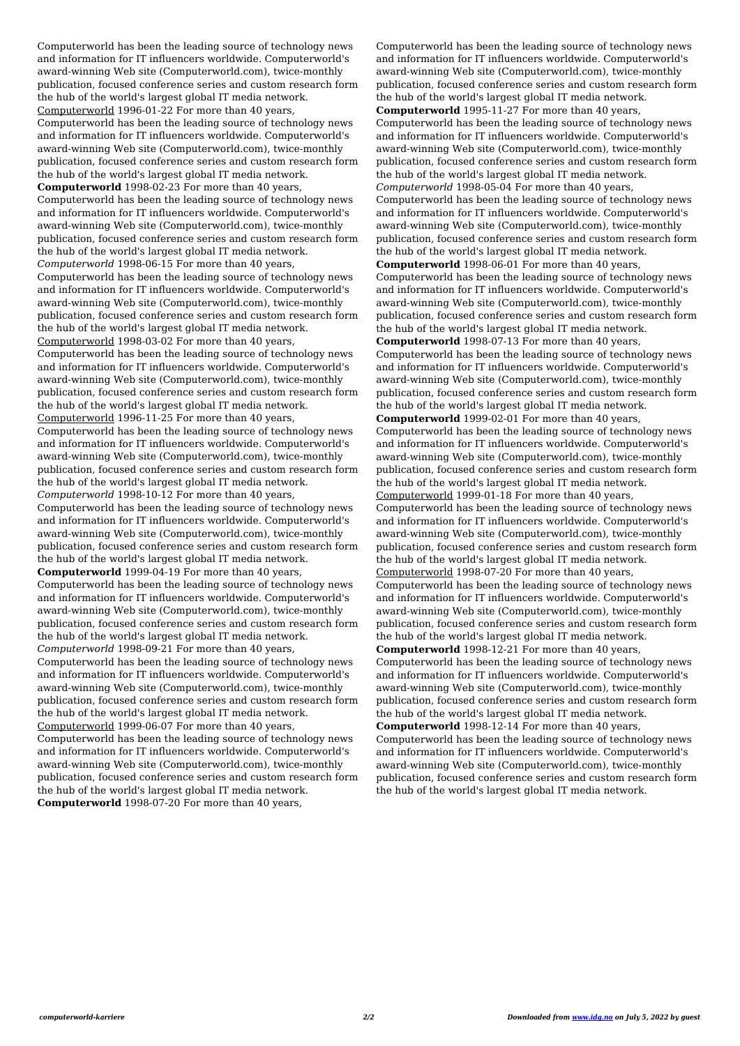Computerworld has been the leading source of technology news and information for IT influencers worldwide. Computerworld's award-winning Web site (Computerworld.com), twice-monthly publication, focused conference series and custom research form the hub of the world's largest global IT media network.

Computerworld 1996-01-22 For more than 40 years, Computerworld has been the leading source of technology news and information for IT influencers worldwide. Computerworld's award-winning Web site (Computerworld.com), twice-monthly publication, focused conference series and custom research form the hub of the world's largest global IT media network.

**Computerworld** 1998-02-23 For more than 40 years, Computerworld has been the leading source of technology news and information for IT influencers worldwide. Computerworld's award-winning Web site (Computerworld.com), twice-monthly publication, focused conference series and custom research form the hub of the world's largest global IT media network.

*Computerworld* 1998-06-15 For more than 40 years, Computerworld has been the leading source of technology news and information for IT influencers worldwide. Computerworld's award-winning Web site (Computerworld.com), twice-monthly publication, focused conference series and custom research form the hub of the world's largest global IT media network.

Computerworld 1998-03-02 For more than 40 years, Computerworld has been the leading source of technology news and information for IT influencers worldwide. Computerworld's award-winning Web site (Computerworld.com), twice-monthly publication, focused conference series and custom research form the hub of the world's largest global IT media network.

Computerworld 1996-11-25 For more than 40 years, Computerworld has been the leading source of technology news and information for IT influencers worldwide. Computerworld's award-winning Web site (Computerworld.com), twice-monthly publication, focused conference series and custom research form the hub of the world's largest global IT media network.

*Computerworld* 1998-10-12 For more than 40 years, Computerworld has been the leading source of technology news and information for IT influencers worldwide. Computerworld's award-winning Web site (Computerworld.com), twice-monthly publication, focused conference series and custom research form the hub of the world's largest global IT media network.

**Computerworld** 1999-04-19 For more than 40 years, Computerworld has been the leading source of technology news and information for IT influencers worldwide. Computerworld's award-winning Web site (Computerworld.com), twice-monthly publication, focused conference series and custom research form the hub of the world's largest global IT media network.

*Computerworld* 1998-09-21 For more than 40 years, Computerworld has been the leading source of technology news and information for IT influencers worldwide. Computerworld's award-winning Web site (Computerworld.com), twice-monthly publication, focused conference series and custom research form the hub of the world's largest global IT media network.

Computerworld 1999-06-07 For more than 40 years, Computerworld has been the leading source of technology news and information for IT influencers worldwide. Computerworld's award-winning Web site (Computerworld.com), twice-monthly publication, focused conference series and custom research form the hub of the world's largest global IT media network.

**Computerworld** 1998-07-20 For more than 40 years, Computerworld has been the leading source of technology news and information for IT influencers worldwide. Computerworld's award-winning Web site (Computerworld.com), twice-monthly publication, focused conference series and custom research form the hub of the world's largest global IT media network.

**Computerworld** 1995-11-27 For more than 40 years, Computerworld has been the leading source of technology news and information for IT influencers worldwide. Computerworld's award-winning Web site (Computerworld.com), twice-monthly publication, focused conference series and custom research form the hub of the world's largest global IT media network.

*Computerworld* 1998-05-04 For more than 40 years, Computerworld has been the leading source of technology news and information for IT influencers worldwide. Computerworld's award-winning Web site (Computerworld.com), twice-monthly publication, focused conference series and custom research form the hub of the world's largest global IT media network.

**Computerworld** 1998-06-01 For more than 40 years, Computerworld has been the leading source of technology news and information for IT influencers worldwide. Computerworld's award-winning Web site (Computerworld.com), twice-monthly publication, focused conference series and custom research form the hub of the world's largest global IT media network.

**Computerworld** 1998-07-13 For more than 40 years, Computerworld has been the leading source of technology news and information for IT influencers worldwide. Computerworld's award-winning Web site (Computerworld.com), twice-monthly publication, focused conference series and custom research form the hub of the world's largest global IT media network.

**Computerworld** 1999-02-01 For more than 40 years, Computerworld has been the leading source of technology news and information for IT influencers worldwide. Computerworld's award-winning Web site (Computerworld.com), twice-monthly publication, focused conference series and custom research form the hub of the world's largest global IT media network.

Computerworld 1999-01-18 For more than 40 years, Computerworld has been the leading source of technology news and information for IT influencers worldwide. Computerworld's award-winning Web site (Computerworld.com), twice-monthly publication, focused conference series and custom research form the hub of the world's largest global IT media network.

Computerworld 1998-07-20 For more than 40 years, Computerworld has been the leading source of technology news and information for IT influencers worldwide. Computerworld's award-winning Web site (Computerworld.com), twice-monthly publication, focused conference series and custom research form the hub of the world's largest global IT media network.

**Computerworld** 1998-12-21 For more than 40 years, Computerworld has been the leading source of technology news and information for IT influencers worldwide. Computerworld's award-winning Web site (Computerworld.com), twice-monthly publication, focused conference series and custom research form the hub of the world's largest global IT media network.

**Computerworld** 1998-12-14 For more than 40 years, Computerworld has been the leading source of technology news and information for IT influencers worldwide. Computerworld's award-winning Web site (Computerworld.com), twice-monthly publication, focused conference series and custom research form the hub of the world's largest global IT media network.